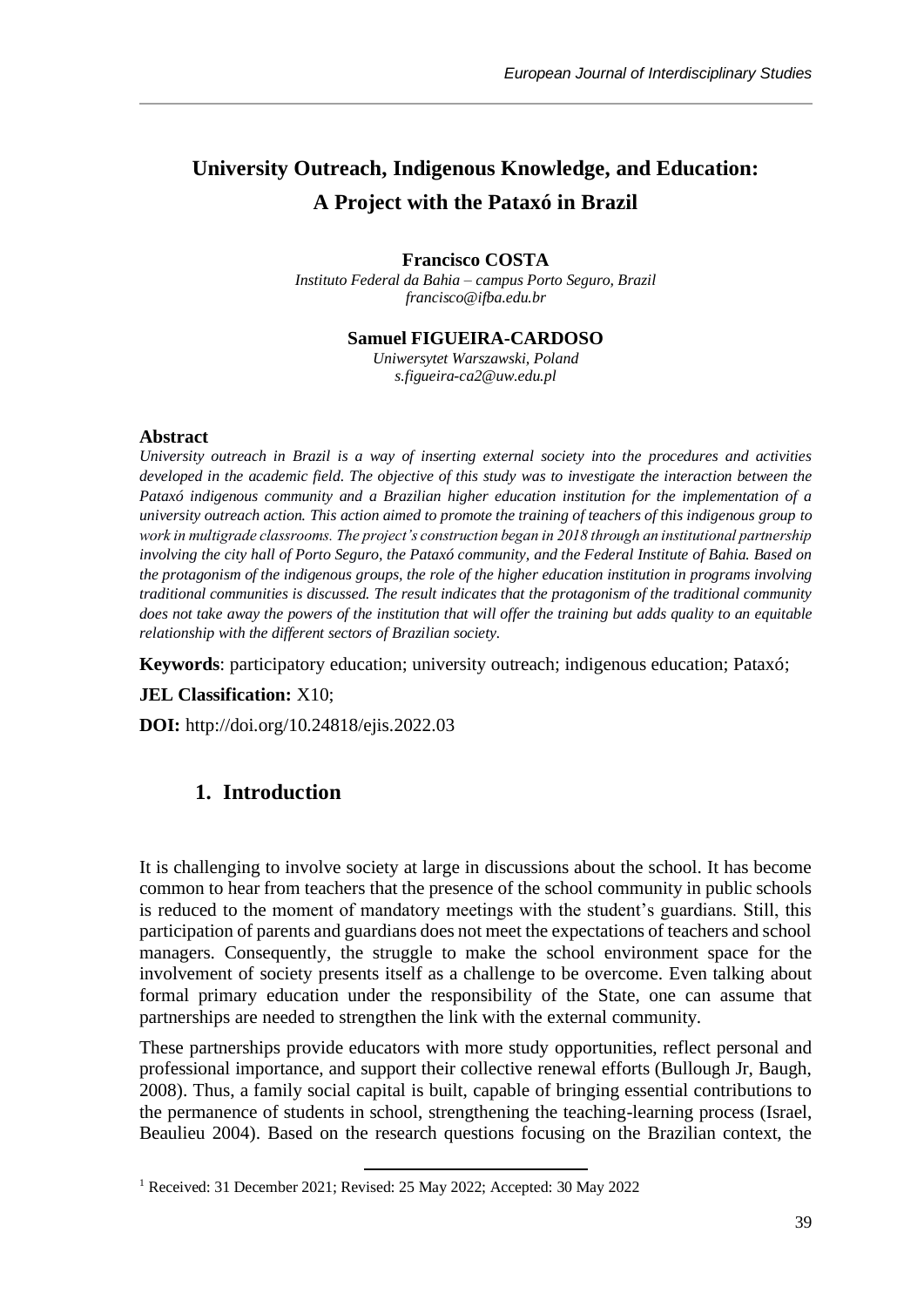# University Outreach, Indigenous Knowledge, and Education: A Project with the Pataxó in Brazil

**Francisco COSTA**
*Instituto Federal da Bahia – campus Porto Seguro, Brazil*
*francisco@ifba.edu.br*

**Samuel FIGUEIRA-CARDOSO**
*Uniwersytet Warszawski, Poland*
*s.figueira-ca2@uw.edu.pl*

#### Abstract

*University outreach in Brazil is a way of inserting external society into the procedures and activities developed in the academic field. The objective of this study was to investigate the interaction between the Pataxó indigenous community and a Brazilian higher education institution for the implementation of a university outreach action. This action aimed to promote the training of teachers of this indigenous group to work in multigrade classrooms. The project's construction began in 2018 through an institutional partnership involving the city hall of Porto Seguro, the Pataxó community, and the Federal Institute of Bahia. Based on the protagonism of the indigenous groups, the role of the higher education institution in programs involving traditional communities is discussed. The result indicates that the protagonism of the traditional community does not take away the powers of the institution that will offer the training but adds quality to an equitable relationship with the different sectors of Brazilian society.*

**Keywords**: participatory education; university outreach; indigenous education; Pataxó;

**JEL Classification:** X10;

**DOI:** http://doi.org/10.24818/ejis.2022.03

## 1. Introduction

It is challenging to involve society at large in discussions about the school. It has become common to hear from teachers that the presence of the school community in public schools is reduced to the moment of mandatory meetings with the student's guardians. Still, this participation of parents and guardians does not meet the expectations of teachers and school managers. Consequently, the struggle to make the school environment space for the involvement of society presents itself as a challenge to be overcome. Even talking about formal primary education under the responsibility of the State, one can assume that partnerships are needed to strengthen the link with the external community.

These partnerships provide educators with more study opportunities, reflect personal and professional importance, and support their collective renewal efforts (Bullough Jr, Baugh, 2008). Thus, a family social capital is built, capable of bringing essential contributions to the permanence of students in school, strengthening the teaching-learning process (Israel, Beaulieu 2004). Based on the research questions focusing on the Brazilian context, the

[1] Received: 31 December 2021; Revised: 25 May 2022; Accepted: 30 May 2022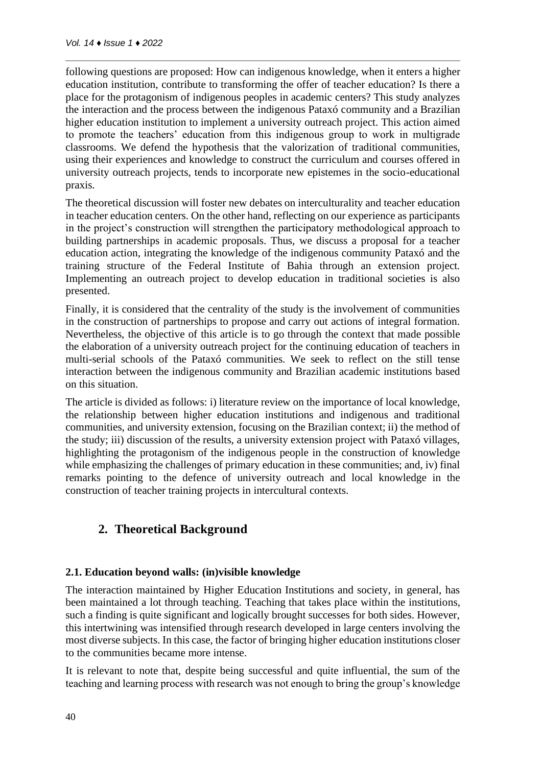following questions are proposed: How can indigenous knowledge, when it enters a higher education institution, contribute to transforming the offer of teacher education? Is there a place for the protagonism of indigenous peoples in academic centers? This study analyzes the interaction and the process between the indigenous Pataxó community and a Brazilian higher education institution to implement a university outreach project. This action aimed to promote the teachers' education from this indigenous group to work in multigrade classrooms. We defend the hypothesis that the valorization of traditional communities, using their experiences and knowledge to construct the curriculum and courses offered in university outreach projects, tends to incorporate new epistemes in the socio-educational praxis.

The theoretical discussion will foster new debates on interculturality and teacher education in teacher education centers. On the other hand, reflecting on our experience as participants in the project's construction will strengthen the participatory methodological approach to building partnerships in academic proposals. Thus, we discuss a proposal for a teacher education action, integrating the knowledge of the indigenous community Pataxó and the training structure of the Federal Institute of Bahia through an extension project. Implementing an outreach project to develop education in traditional societies is also presented.

Finally, it is considered that the centrality of the study is the involvement of communities in the construction of partnerships to propose and carry out actions of integral formation. Nevertheless, the objective of this article is to go through the context that made possible the elaboration of a university outreach project for the continuing education of teachers in multi-serial schools of the Pataxó communities. We seek to reflect on the still tense interaction between the indigenous community and Brazilian academic institutions based on this situation.

The article is divided as follows: i) literature review on the importance of local knowledge, the relationship between higher education institutions and indigenous and traditional communities, and university extension, focusing on the Brazilian context; ii) the method of the study; iii) discussion of the results, a university extension project with Pataxó villages, highlighting the protagonism of the indigenous people in the construction of knowledge while emphasizing the challenges of primary education in these communities; and, iv) final remarks pointing to the defence of university outreach and local knowledge in the construction of teacher training projects in intercultural contexts.

## 2. Theoretical Background

### 2.1. Education beyond walls: (in)visible knowledge

The interaction maintained by Higher Education Institutions and society, in general, has been maintained a lot through teaching. Teaching that takes place within the institutions, such a finding is quite significant and logically brought successes for both sides. However, this intertwining was intensified through research developed in large centers involving the most diverse subjects. In this case, the factor of bringing higher education institutions closer to the communities became more intense.

It is relevant to note that, despite being successful and quite influential, the sum of the teaching and learning process with research was not enough to bring the group's knowledge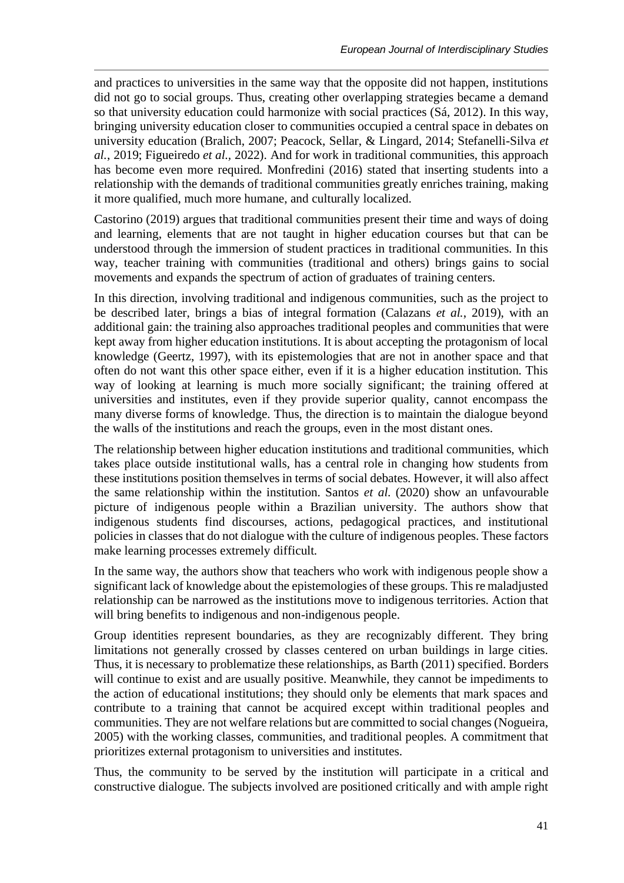and practices to universities in the same way that the opposite did not happen, institutions did not go to social groups. Thus, creating other overlapping strategies became a demand so that university education could harmonize with social practices (Sá, 2012). In this way, bringing university education closer to communities occupied a central space in debates on university education (Bralich, 2007; Peacock, Sellar, & Lingard, 2014; Stefanelli-Silva *et al.*, 2019; Figueiredo *et al.*, 2022). And for work in traditional communities, this approach has become even more required. Monfredini (2016) stated that inserting students into a relationship with the demands of traditional communities greatly enriches training, making it more qualified, much more humane, and culturally localized.

Castorino (2019) argues that traditional communities present their time and ways of doing and learning, elements that are not taught in higher education courses but that can be understood through the immersion of student practices in traditional communities. In this way, teacher training with communities (traditional and others) brings gains to social movements and expands the spectrum of action of graduates of training centers.

In this direction, involving traditional and indigenous communities, such as the project to be described later, brings a bias of integral formation (Calazans *et al.*, 2019), with an additional gain: the training also approaches traditional peoples and communities that were kept away from higher education institutions. It is about accepting the protagonism of local knowledge (Geertz, 1997), with its epistemologies that are not in another space and that often do not want this other space either, even if it is a higher education institution. This way of looking at learning is much more socially significant; the training offered at universities and institutes, even if they provide superior quality, cannot encompass the many diverse forms of knowledge. Thus, the direction is to maintain the dialogue beyond the walls of the institutions and reach the groups, even in the most distant ones.

The relationship between higher education institutions and traditional communities, which takes place outside institutional walls, has a central role in changing how students from these institutions position themselves in terms of social debates. However, it will also affect the same relationship within the institution. Santos *et al.* (2020) show an unfavourable picture of indigenous people within a Brazilian university. The authors show that indigenous students find discourses, actions, pedagogical practices, and institutional policies in classes that do not dialogue with the culture of indigenous peoples. These factors make learning processes extremely difficult.

In the same way, the authors show that teachers who work with indigenous people show a significant lack of knowledge about the epistemologies of these groups. This re maladjusted relationship can be narrowed as the institutions move to indigenous territories. Action that will bring benefits to indigenous and non-indigenous people.

Group identities represent boundaries, as they are recognizably different. They bring limitations not generally crossed by classes centered on urban buildings in large cities. Thus, it is necessary to problematize these relationships, as Barth (2011) specified. Borders will continue to exist and are usually positive. Meanwhile, they cannot be impediments to the action of educational institutions; they should only be elements that mark spaces and contribute to a training that cannot be acquired except within traditional peoples and communities. They are not welfare relations but are committed to social changes (Nogueira, 2005) with the working classes, communities, and traditional peoples. A commitment that prioritizes external protagonism to universities and institutes.

Thus, the community to be served by the institution will participate in a critical and constructive dialogue. The subjects involved are positioned critically and with ample right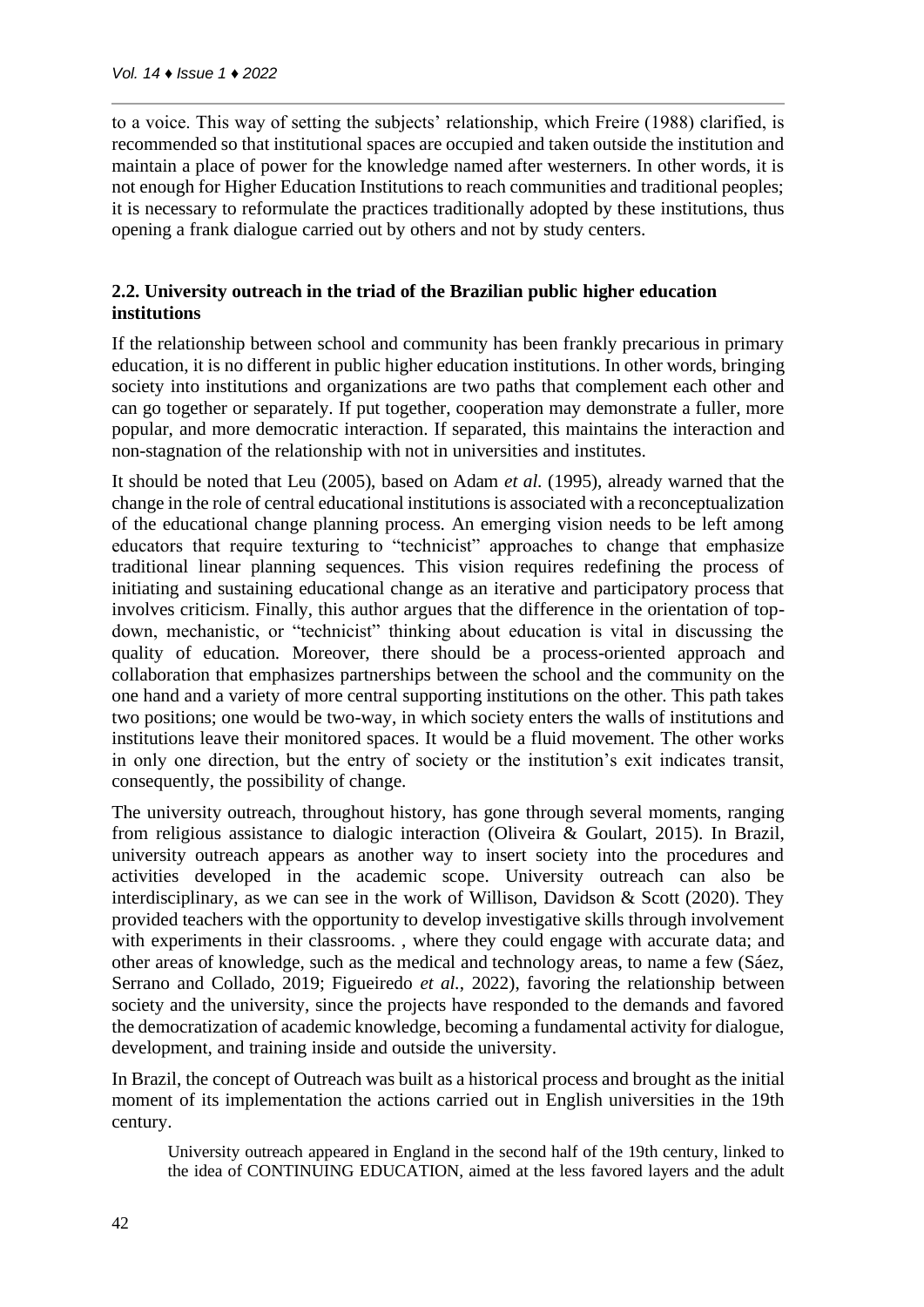to a voice. This way of setting the subjects' relationship, which Freire (1988) clarified, is recommended so that institutional spaces are occupied and taken outside the institution and maintain a place of power for the knowledge named after westerners. In other words, it is not enough for Higher Education Institutions to reach communities and traditional peoples; it is necessary to reformulate the practices traditionally adopted by these institutions, thus opening a frank dialogue carried out by others and not by study centers.

### 2.2. University outreach in the triad of the Brazilian public higher education institutions

If the relationship between school and community has been frankly precarious in primary education, it is no different in public higher education institutions. In other words, bringing society into institutions and organizations are two paths that complement each other and can go together or separately. If put together, cooperation may demonstrate a fuller, more popular, and more democratic interaction. If separated, this maintains the interaction and non-stagnation of the relationship with not in universities and institutes.

It should be noted that Leu (2005), based on Adam *et al.* (1995), already warned that the change in the role of central educational institutions is associated with a reconceptualization of the educational change planning process. An emerging vision needs to be left among educators that require texturing to "technicist" approaches to change that emphasize traditional linear planning sequences. This vision requires redefining the process of initiating and sustaining educational change as an iterative and participatory process that involves criticism. Finally, this author argues that the difference in the orientation of top-down, mechanistic, or "technicist" thinking about education is vital in discussing the quality of education. Moreover, there should be a process-oriented approach and collaboration that emphasizes partnerships between the school and the community on the one hand and a variety of more central supporting institutions on the other. This path takes two positions; one would be two-way, in which society enters the walls of institutions and institutions leave their monitored spaces. It would be a fluid movement. The other works in only one direction, but the entry of society or the institution's exit indicates transit, consequently, the possibility of change.

The university outreach, throughout history, has gone through several moments, ranging from religious assistance to dialogic interaction (Oliveira & Goulart, 2015). In Brazil, university outreach appears as another way to insert society into the procedures and activities developed in the academic scope. University outreach can also be interdisciplinary, as we can see in the work of Willison, Davidson & Scott (2020). They provided teachers with the opportunity to develop investigative skills through involvement with experiments in their classrooms. , where they could engage with accurate data; and other areas of knowledge, such as the medical and technology areas, to name a few (Sáez, Serrano and Collado, 2019; Figueiredo *et al.*, 2022), favoring the relationship between society and the university, since the projects have responded to the demands and favored the democratization of academic knowledge, becoming a fundamental activity for dialogue, development, and training inside and outside the university.

In Brazil, the concept of Outreach was built as a historical process and brought as the initial moment of its implementation the actions carried out in English universities in the 19th century.

> University outreach appeared in England in the second half of the 19th century, linked to the idea of CONTINUING EDUCATION, aimed at the less favored layers and the adult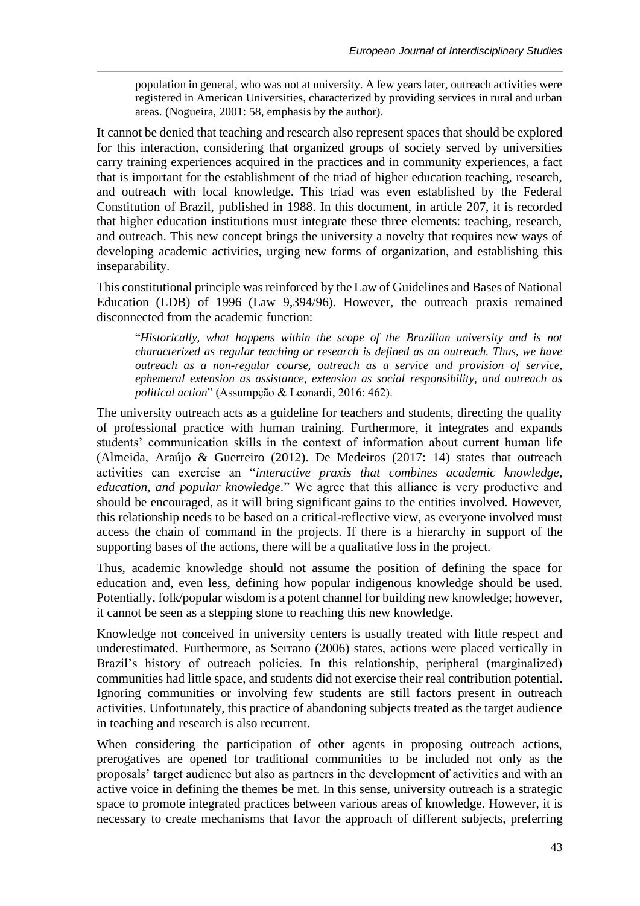> population in general, who was not at university. A few years later, outreach activities were registered in American Universities, characterized by providing services in rural and urban areas. (Nogueira, 2001: 58, emphasis by the author).

It cannot be denied that teaching and research also represent spaces that should be explored for this interaction, considering that organized groups of society served by universities carry training experiences acquired in the practices and in community experiences, a fact that is important for the establishment of the triad of higher education teaching, research, and outreach with local knowledge. This triad was even established by the Federal Constitution of Brazil, published in 1988. In this document, in article 207, it is recorded that higher education institutions must integrate these three elements: teaching, research, and outreach. This new concept brings the university a novelty that requires new ways of developing academic activities, urging new forms of organization, and establishing this inseparability.

This constitutional principle was reinforced by the Law of Guidelines and Bases of National Education (LDB) of 1996 (Law 9,394/96). However, the outreach praxis remained disconnected from the academic function:

> "*Historically, what happens within the scope of the Brazilian university and is not characterized as regular teaching or research is defined as an outreach. Thus, we have outreach as a non-regular course, outreach as a service and provision of service, ephemeral extension as assistance, extension as social responsibility, and outreach as political action*" (Assumpção & Leonardi, 2016: 462).

The university outreach acts as a guideline for teachers and students, directing the quality of professional practice with human training. Furthermore, it integrates and expands students' communication skills in the context of information about current human life (Almeida, Araújo & Guerreiro (2012). De Medeiros (2017: 14) states that outreach activities can exercise an "*interactive praxis that combines academic knowledge, education, and popular knowledge*." We agree that this alliance is very productive and should be encouraged, as it will bring significant gains to the entities involved. However, this relationship needs to be based on a critical-reflective view, as everyone involved must access the chain of command in the projects. If there is a hierarchy in support of the supporting bases of the actions, there will be a qualitative loss in the project.

Thus, academic knowledge should not assume the position of defining the space for education and, even less, defining how popular indigenous knowledge should be used. Potentially, folk/popular wisdom is a potent channel for building new knowledge; however, it cannot be seen as a stepping stone to reaching this new knowledge.

Knowledge not conceived in university centers is usually treated with little respect and underestimated. Furthermore, as Serrano (2006) states, actions were placed vertically in Brazil's history of outreach policies. In this relationship, peripheral (marginalized) communities had little space, and students did not exercise their real contribution potential. Ignoring communities or involving few students are still factors present in outreach activities. Unfortunately, this practice of abandoning subjects treated as the target audience in teaching and research is also recurrent.

When considering the participation of other agents in proposing outreach actions, prerogatives are opened for traditional communities to be included not only as the proposals' target audience but also as partners in the development of activities and with an active voice in defining the themes be met. In this sense, university outreach is a strategic space to promote integrated practices between various areas of knowledge. However, it is necessary to create mechanisms that favor the approach of different subjects, preferring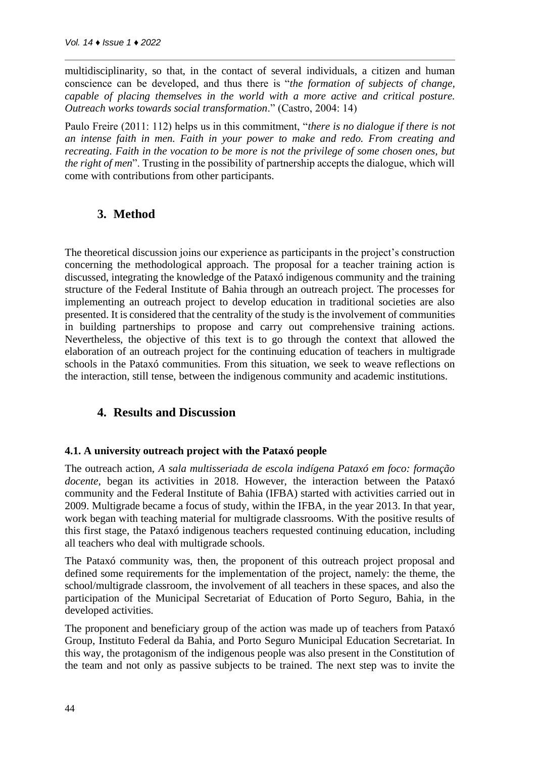multidisciplinarity, so that, in the contact of several individuals, a citizen and human conscience can be developed, and thus there is "*the formation of subjects of change, capable of placing themselves in the world with a more active and critical posture. Outreach works towards social transformation*." (Castro, 2004: 14)

Paulo Freire (2011: 112) helps us in this commitment, "*there is no dialogue if there is not an intense faith in men. Faith in your power to make and redo. From creating and recreating. Faith in the vocation to be more is not the privilege of some chosen ones, but the right of men*". Trusting in the possibility of partnership accepts the dialogue, which will come with contributions from other participants.

## 3. Method

The theoretical discussion joins our experience as participants in the project's construction concerning the methodological approach. The proposal for a teacher training action is discussed, integrating the knowledge of the Pataxó indigenous community and the training structure of the Federal Institute of Bahia through an outreach project. The processes for implementing an outreach project to develop education in traditional societies are also presented. It is considered that the centrality of the study is the involvement of communities in building partnerships to propose and carry out comprehensive training actions. Nevertheless, the objective of this text is to go through the context that allowed the elaboration of an outreach project for the continuing education of teachers in multigrade schools in the Pataxó communities. From this situation, we seek to weave reflections on the interaction, still tense, between the indigenous community and academic institutions.

## 4. Results and Discussion

### 4.1. A university outreach project with the Pataxó people

The outreach action, *A sala multisseriada de escola indígena Pataxó em foco: formação docente*, began its activities in 2018. However, the interaction between the Pataxó community and the Federal Institute of Bahia (IFBA) started with activities carried out in 2009. Multigrade became a focus of study, within the IFBA, in the year 2013. In that year, work began with teaching material for multigrade classrooms. With the positive results of this first stage, the Pataxó indigenous teachers requested continuing education, including all teachers who deal with multigrade schools.

The Pataxó community was, then, the proponent of this outreach project proposal and defined some requirements for the implementation of the project, namely: the theme, the school/multigrade classroom, the involvement of all teachers in these spaces, and also the participation of the Municipal Secretariat of Education of Porto Seguro, Bahia, in the developed activities.

The proponent and beneficiary group of the action was made up of teachers from Pataxó Group, Instituto Federal da Bahia, and Porto Seguro Municipal Education Secretariat. In this way, the protagonism of the indigenous people was also present in the Constitution of the team and not only as passive subjects to be trained. The next step was to invite the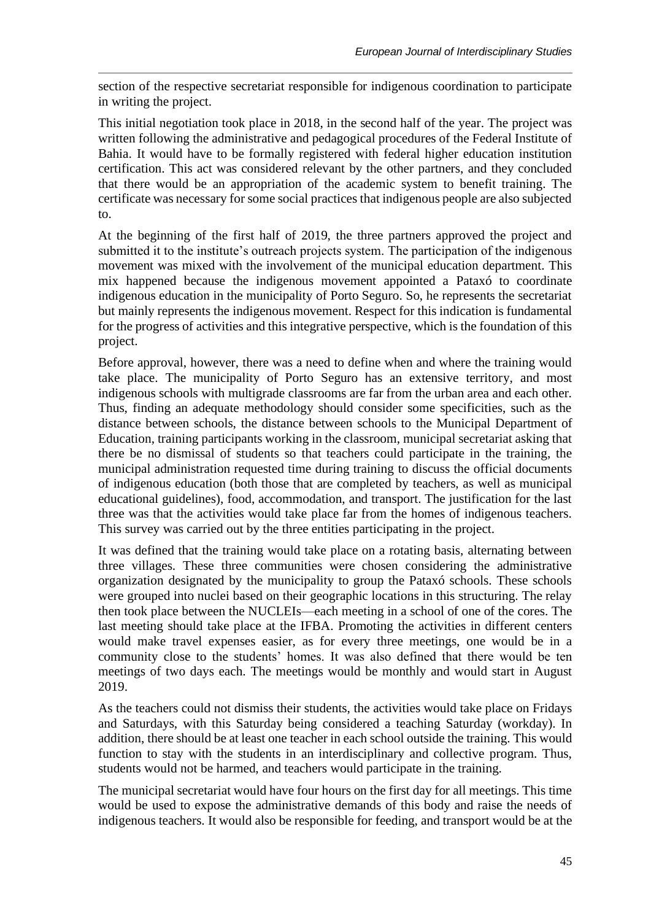section of the respective secretariat responsible for indigenous coordination to participate in writing the project.

This initial negotiation took place in 2018, in the second half of the year. The project was written following the administrative and pedagogical procedures of the Federal Institute of Bahia. It would have to be formally registered with federal higher education institution certification. This act was considered relevant by the other partners, and they concluded that there would be an appropriation of the academic system to benefit training. The certificate was necessary for some social practices that indigenous people are also subjected to.

At the beginning of the first half of 2019, the three partners approved the project and submitted it to the institute's outreach projects system. The participation of the indigenous movement was mixed with the involvement of the municipal education department. This mix happened because the indigenous movement appointed a Pataxó to coordinate indigenous education in the municipality of Porto Seguro. So, he represents the secretariat but mainly represents the indigenous movement. Respect for this indication is fundamental for the progress of activities and this integrative perspective, which is the foundation of this project.

Before approval, however, there was a need to define when and where the training would take place. The municipality of Porto Seguro has an extensive territory, and most indigenous schools with multigrade classrooms are far from the urban area and each other. Thus, finding an adequate methodology should consider some specificities, such as the distance between schools, the distance between schools to the Municipal Department of Education, training participants working in the classroom, municipal secretariat asking that there be no dismissal of students so that teachers could participate in the training, the municipal administration requested time during training to discuss the official documents of indigenous education (both those that are completed by teachers, as well as municipal educational guidelines), food, accommodation, and transport. The justification for the last three was that the activities would take place far from the homes of indigenous teachers. This survey was carried out by the three entities participating in the project.

It was defined that the training would take place on a rotating basis, alternating between three villages. These three communities were chosen considering the administrative organization designated by the municipality to group the Pataxó schools. These schools were grouped into nuclei based on their geographic locations in this structuring. The relay then took place between the NUCLEIs—each meeting in a school of one of the cores. The last meeting should take place at the IFBA. Promoting the activities in different centers would make travel expenses easier, as for every three meetings, one would be in a community close to the students' homes. It was also defined that there would be ten meetings of two days each. The meetings would be monthly and would start in August 2019.

As the teachers could not dismiss their students, the activities would take place on Fridays and Saturdays, with this Saturday being considered a teaching Saturday (workday). In addition, there should be at least one teacher in each school outside the training. This would function to stay with the students in an interdisciplinary and collective program. Thus, students would not be harmed, and teachers would participate in the training.

The municipal secretariat would have four hours on the first day for all meetings. This time would be used to expose the administrative demands of this body and raise the needs of indigenous teachers. It would also be responsible for feeding, and transport would be at the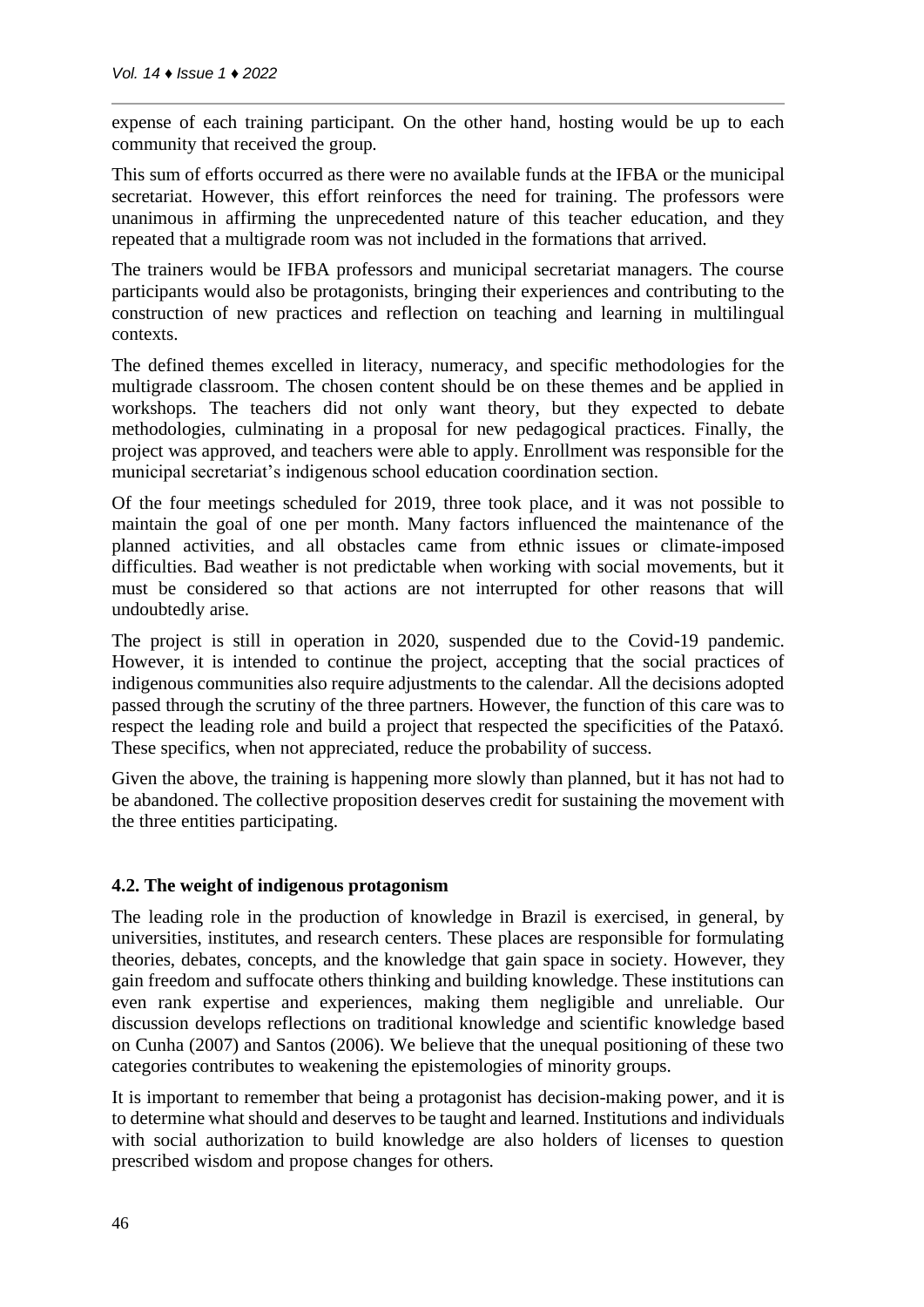expense of each training participant. On the other hand, hosting would be up to each community that received the group.

This sum of efforts occurred as there were no available funds at the IFBA or the municipal secretariat. However, this effort reinforces the need for training. The professors were unanimous in affirming the unprecedented nature of this teacher education, and they repeated that a multigrade room was not included in the formations that arrived.

The trainers would be IFBA professors and municipal secretariat managers. The course participants would also be protagonists, bringing their experiences and contributing to the construction of new practices and reflection on teaching and learning in multilingual contexts.

The defined themes excelled in literacy, numeracy, and specific methodologies for the multigrade classroom. The chosen content should be on these themes and be applied in workshops. The teachers did not only want theory, but they expected to debate methodologies, culminating in a proposal for new pedagogical practices. Finally, the project was approved, and teachers were able to apply. Enrollment was responsible for the municipal secretariat's indigenous school education coordination section.

Of the four meetings scheduled for 2019, three took place, and it was not possible to maintain the goal of one per month. Many factors influenced the maintenance of the planned activities, and all obstacles came from ethnic issues or climate-imposed difficulties. Bad weather is not predictable when working with social movements, but it must be considered so that actions are not interrupted for other reasons that will undoubtedly arise.

The project is still in operation in 2020, suspended due to the Covid-19 pandemic. However, it is intended to continue the project, accepting that the social practices of indigenous communities also require adjustments to the calendar. All the decisions adopted passed through the scrutiny of the three partners. However, the function of this care was to respect the leading role and build a project that respected the specificities of the Pataxó. These specifics, when not appreciated, reduce the probability of success.

Given the above, the training is happening more slowly than planned, but it has not had to be abandoned. The collective proposition deserves credit for sustaining the movement with the three entities participating.

### 4.2. The weight of indigenous protagonism

The leading role in the production of knowledge in Brazil is exercised, in general, by universities, institutes, and research centers. These places are responsible for formulating theories, debates, concepts, and the knowledge that gain space in society. However, they gain freedom and suffocate others thinking and building knowledge. These institutions can even rank expertise and experiences, making them negligible and unreliable. Our discussion develops reflections on traditional knowledge and scientific knowledge based on Cunha (2007) and Santos (2006). We believe that the unequal positioning of these two categories contributes to weakening the epistemologies of minority groups.

It is important to remember that being a protagonist has decision-making power, and it is to determine what should and deserves to be taught and learned. Institutions and individuals with social authorization to build knowledge are also holders of licenses to question prescribed wisdom and propose changes for others.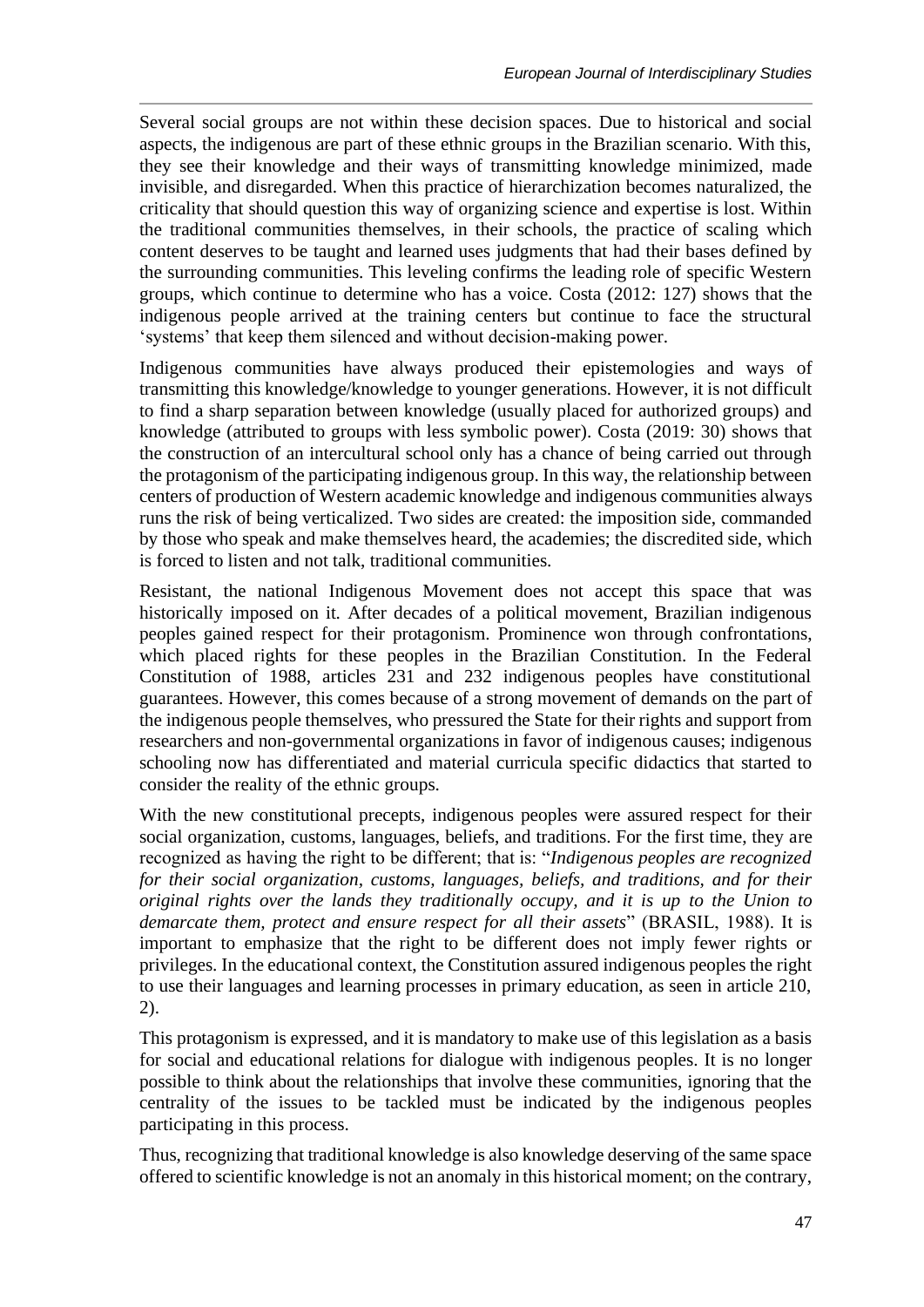Several social groups are not within these decision spaces. Due to historical and social aspects, the indigenous are part of these ethnic groups in the Brazilian scenario. With this, they see their knowledge and their ways of transmitting knowledge minimized, made invisible, and disregarded. When this practice of hierarchization becomes naturalized, the criticality that should question this way of organizing science and expertise is lost. Within the traditional communities themselves, in their schools, the practice of scaling which content deserves to be taught and learned uses judgments that had their bases defined by the surrounding communities. This leveling confirms the leading role of specific Western groups, which continue to determine who has a voice. Costa (2012: 127) shows that the indigenous people arrived at the training centers but continue to face the structural 'systems' that keep them silenced and without decision-making power.

Indigenous communities have always produced their epistemologies and ways of transmitting this knowledge/knowledge to younger generations. However, it is not difficult to find a sharp separation between knowledge (usually placed for authorized groups) and knowledge (attributed to groups with less symbolic power). Costa (2019: 30) shows that the construction of an intercultural school only has a chance of being carried out through the protagonism of the participating indigenous group. In this way, the relationship between centers of production of Western academic knowledge and indigenous communities always runs the risk of being verticalized. Two sides are created: the imposition side, commanded by those who speak and make themselves heard, the academies; the discredited side, which is forced to listen and not talk, traditional communities.

Resistant, the national Indigenous Movement does not accept this space that was historically imposed on it. After decades of a political movement, Brazilian indigenous peoples gained respect for their protagonism. Prominence won through confrontations, which placed rights for these peoples in the Brazilian Constitution. In the Federal Constitution of 1988, articles 231 and 232 indigenous peoples have constitutional guarantees. However, this comes because of a strong movement of demands on the part of the indigenous people themselves, who pressured the State for their rights and support from researchers and non-governmental organizations in favor of indigenous causes; indigenous schooling now has differentiated and material curricula specific didactics that started to consider the reality of the ethnic groups.

With the new constitutional precepts, indigenous peoples were assured respect for their social organization, customs, languages, beliefs, and traditions. For the first time, they are recognized as having the right to be different; that is: "*Indigenous peoples are recognized for their social organization, customs, languages, beliefs, and traditions, and for their original rights over the lands they traditionally occupy, and it is up to the Union to demarcate them, protect and ensure respect for all their assets*" (BRASIL, 1988). It is important to emphasize that the right to be different does not imply fewer rights or privileges. In the educational context, the Constitution assured indigenous peoples the right to use their languages and learning processes in primary education, as seen in article 210, 2).

This protagonism is expressed, and it is mandatory to make use of this legislation as a basis for social and educational relations for dialogue with indigenous peoples. It is no longer possible to think about the relationships that involve these communities, ignoring that the centrality of the issues to be tackled must be indicated by the indigenous peoples participating in this process.

Thus, recognizing that traditional knowledge is also knowledge deserving of the same space offered to scientific knowledge is not an anomaly in this historical moment; on the contrary,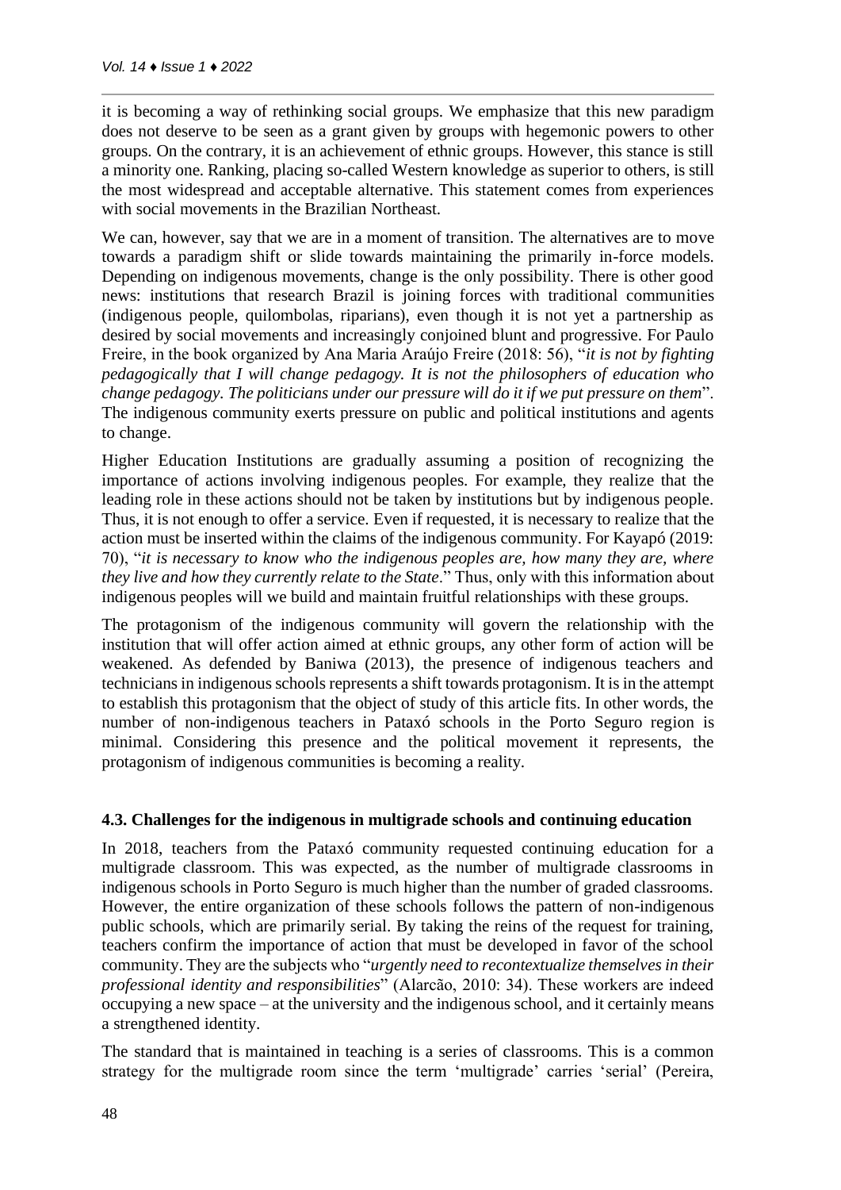it is becoming a way of rethinking social groups. We emphasize that this new paradigm does not deserve to be seen as a grant given by groups with hegemonic powers to other groups. On the contrary, it is an achievement of ethnic groups. However, this stance is still a minority one. Ranking, placing so-called Western knowledge as superior to others, is still the most widespread and acceptable alternative. This statement comes from experiences with social movements in the Brazilian Northeast.

We can, however, say that we are in a moment of transition. The alternatives are to move towards a paradigm shift or slide towards maintaining the primarily in-force models. Depending on indigenous movements, change is the only possibility. There is other good news: institutions that research Brazil is joining forces with traditional communities (indigenous people, quilombolas, riparians), even though it is not yet a partnership as desired by social movements and increasingly conjoined blunt and progressive. For Paulo Freire, in the book organized by Ana Maria Araújo Freire (2018: 56), "*it is not by fighting pedagogically that I will change pedagogy. It is not the philosophers of education who change pedagogy. The politicians under our pressure will do it if we put pressure on them*". The indigenous community exerts pressure on public and political institutions and agents to change.

Higher Education Institutions are gradually assuming a position of recognizing the importance of actions involving indigenous peoples. For example, they realize that the leading role in these actions should not be taken by institutions but by indigenous people. Thus, it is not enough to offer a service. Even if requested, it is necessary to realize that the action must be inserted within the claims of the indigenous community. For Kayapó (2019: 70), "*it is necessary to know who the indigenous peoples are, how many they are, where they live and how they currently relate to the State*." Thus, only with this information about indigenous peoples will we build and maintain fruitful relationships with these groups.

The protagonism of the indigenous community will govern the relationship with the institution that will offer action aimed at ethnic groups, any other form of action will be weakened. As defended by Baniwa (2013), the presence of indigenous teachers and technicians in indigenous schools represents a shift towards protagonism. It is in the attempt to establish this protagonism that the object of study of this article fits. In other words, the number of non-indigenous teachers in Pataxó schools in the Porto Seguro region is minimal. Considering this presence and the political movement it represents, the protagonism of indigenous communities is becoming a reality.

### 4.3. Challenges for the indigenous in multigrade schools and continuing education

In 2018, teachers from the Pataxó community requested continuing education for a multigrade classroom. This was expected, as the number of multigrade classrooms in indigenous schools in Porto Seguro is much higher than the number of graded classrooms. However, the entire organization of these schools follows the pattern of non-indigenous public schools, which are primarily serial. By taking the reins of the request for training, teachers confirm the importance of action that must be developed in favor of the school community. They are the subjects who "*urgently need to recontextualize themselves in their professional identity and responsibilities*" (Alarcão, 2010: 34). These workers are indeed occupying a new space – at the university and the indigenous school, and it certainly means a strengthened identity.

The standard that is maintained in teaching is a series of classrooms. This is a common strategy for the multigrade room since the term 'multigrade' carries 'serial' (Pereira,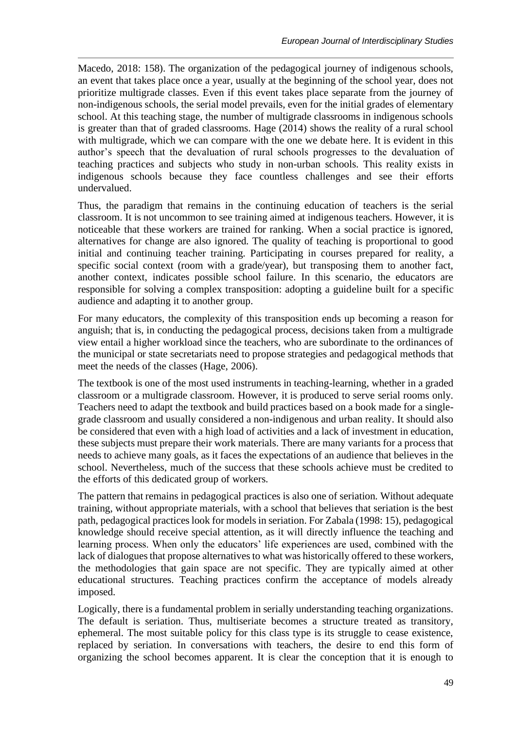Macedo, 2018: 158). The organization of the pedagogical journey of indigenous schools, an event that takes place once a year, usually at the beginning of the school year, does not prioritize multigrade classes. Even if this event takes place separate from the journey of non-indigenous schools, the serial model prevails, even for the initial grades of elementary school. At this teaching stage, the number of multigrade classrooms in indigenous schools is greater than that of graded classrooms. Hage (2014) shows the reality of a rural school with multigrade, which we can compare with the one we debate here. It is evident in this author's speech that the devaluation of rural schools progresses to the devaluation of teaching practices and subjects who study in non-urban schools. This reality exists in indigenous schools because they face countless challenges and see their efforts undervalued.

Thus, the paradigm that remains in the continuing education of teachers is the serial classroom. It is not uncommon to see training aimed at indigenous teachers. However, it is noticeable that these workers are trained for ranking. When a social practice is ignored, alternatives for change are also ignored. The quality of teaching is proportional to good initial and continuing teacher training. Participating in courses prepared for reality, a specific social context (room with a grade/year), but transposing them to another fact, another context, indicates possible school failure. In this scenario, the educators are responsible for solving a complex transposition: adopting a guideline built for a specific audience and adapting it to another group.

For many educators, the complexity of this transposition ends up becoming a reason for anguish; that is, in conducting the pedagogical process, decisions taken from a multigrade view entail a higher workload since the teachers, who are subordinate to the ordinances of the municipal or state secretariats need to propose strategies and pedagogical methods that meet the needs of the classes (Hage, 2006).

The textbook is one of the most used instruments in teaching-learning, whether in a graded classroom or a multigrade classroom. However, it is produced to serve serial rooms only. Teachers need to adapt the textbook and build practices based on a book made for a single-grade classroom and usually considered a non-indigenous and urban reality. It should also be considered that even with a high load of activities and a lack of investment in education, these subjects must prepare their work materials. There are many variants for a process that needs to achieve many goals, as it faces the expectations of an audience that believes in the school. Nevertheless, much of the success that these schools achieve must be credited to the efforts of this dedicated group of workers.

The pattern that remains in pedagogical practices is also one of seriation. Without adequate training, without appropriate materials, with a school that believes that seriation is the best path, pedagogical practices look for models in seriation. For Zabala (1998: 15), pedagogical knowledge should receive special attention, as it will directly influence the teaching and learning process. When only the educators' life experiences are used, combined with the lack of dialogues that propose alternatives to what was historically offered to these workers, the methodologies that gain space are not specific. They are typically aimed at other educational structures. Teaching practices confirm the acceptance of models already imposed.

Logically, there is a fundamental problem in serially understanding teaching organizations. The default is seriation. Thus, multiseriate becomes a structure treated as transitory, ephemeral. The most suitable policy for this class type is its struggle to cease existence, replaced by seriation. In conversations with teachers, the desire to end this form of organizing the school becomes apparent. It is clear the conception that it is enough to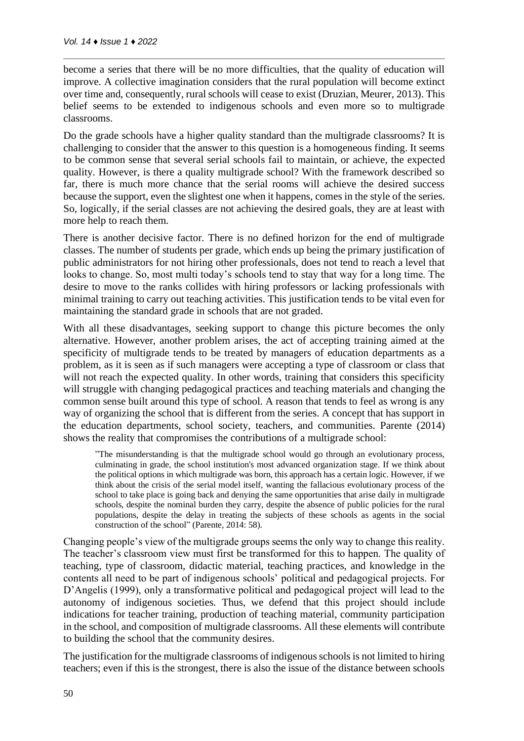become a series that there will be no more difficulties, that the quality of education will improve. A collective imagination considers that the rural population will become extinct over time and, consequently, rural schools will cease to exist (Druzian, Meurer, 2013). This belief seems to be extended to indigenous schools and even more so to multigrade classrooms.

Do the grade schools have a higher quality standard than the multigrade classrooms? It is challenging to consider that the answer to this question is a homogeneous finding. It seems to be common sense that several serial schools fail to maintain, or achieve, the expected quality. However, is there a quality multigrade school? With the framework described so far, there is much more chance that the serial rooms will achieve the desired success because the support, even the slightest one when it happens, comes in the style of the series. So, logically, if the serial classes are not achieving the desired goals, they are at least with more help to reach them.

There is another decisive factor. There is no defined horizon for the end of multigrade classes. The number of students per grade, which ends up being the primary justification of public administrators for not hiring other professionals, does not tend to reach a level that looks to change. So, most multi today's schools tend to stay that way for a long time. The desire to move to the ranks collides with hiring professors or lacking professionals with minimal training to carry out teaching activities. This justification tends to be vital even for maintaining the standard grade in schools that are not graded.

With all these disadvantages, seeking support to change this picture becomes the only alternative. However, another problem arises, the act of accepting training aimed at the specificity of multigrade tends to be treated by managers of education departments as a problem, as it is seen as if such managers were accepting a type of classroom or class that will not reach the expected quality. In other words, training that considers this specificity will struggle with changing pedagogical practices and teaching materials and changing the common sense built around this type of school. A reason that tends to feel as wrong is any way of organizing the school that is different from the series. A concept that has support in the education departments, school society, teachers, and communities. Parente (2014) shows the reality that compromises the contributions of a multigrade school:

> "The misunderstanding is that the multigrade school would go through an evolutionary process, culminating in grade, the school institution's most advanced organization stage. If we think about the political options in which multigrade was born, this approach has a certain logic. However, if we think about the crisis of the serial model itself, wanting the fallacious evolutionary process of the school to take place is going back and denying the same opportunities that arise daily in multigrade schools, despite the nominal burden they carry, despite the absence of public policies for the rural populations, despite the delay in treating the subjects of these schools as agents in the social construction of the school" (Parente, 2014: 58).

Changing people's view of the multigrade groups seems the only way to change this reality. The teacher's classroom view must first be transformed for this to happen. The quality of teaching, type of classroom, didactic material, teaching practices, and knowledge in the contents all need to be part of indigenous schools' political and pedagogical projects. For D'Angelis (1999), only a transformative political and pedagogical project will lead to the autonomy of indigenous societies. Thus, we defend that this project should include indications for teacher training, production of teaching material, community participation in the school, and composition of multigrade classrooms. All these elements will contribute to building the school that the community desires.

The justification for the multigrade classrooms of indigenous schools is not limited to hiring teachers; even if this is the strongest, there is also the issue of the distance between schools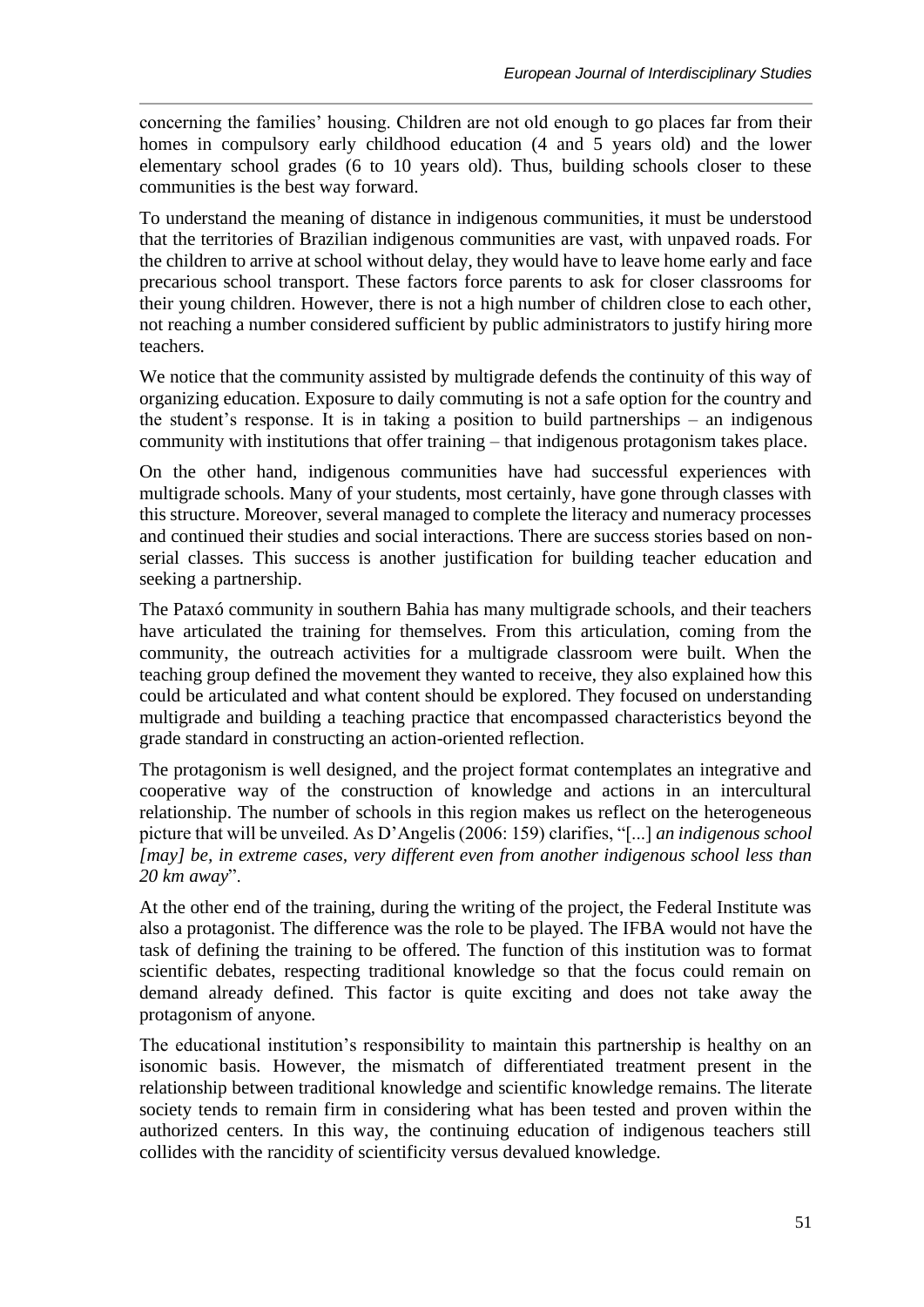concerning the families' housing. Children are not old enough to go places far from their homes in compulsory early childhood education (4 and 5 years old) and the lower elementary school grades (6 to 10 years old). Thus, building schools closer to these communities is the best way forward.

To understand the meaning of distance in indigenous communities, it must be understood that the territories of Brazilian indigenous communities are vast, with unpaved roads. For the children to arrive at school without delay, they would have to leave home early and face precarious school transport. These factors force parents to ask for closer classrooms for their young children. However, there is not a high number of children close to each other, not reaching a number considered sufficient by public administrators to justify hiring more teachers.

We notice that the community assisted by multigrade defends the continuity of this way of organizing education. Exposure to daily commuting is not a safe option for the country and the student's response. It is in taking a position to build partnerships – an indigenous community with institutions that offer training – that indigenous protagonism takes place.

On the other hand, indigenous communities have had successful experiences with multigrade schools. Many of your students, most certainly, have gone through classes with this structure. Moreover, several managed to complete the literacy and numeracy processes and continued their studies and social interactions. There are success stories based on non-serial classes. This success is another justification for building teacher education and seeking a partnership.

The Pataxó community in southern Bahia has many multigrade schools, and their teachers have articulated the training for themselves. From this articulation, coming from the community, the outreach activities for a multigrade classroom were built. When the teaching group defined the movement they wanted to receive, they also explained how this could be articulated and what content should be explored. They focused on understanding multigrade and building a teaching practice that encompassed characteristics beyond the grade standard in constructing an action-oriented reflection.

The protagonism is well designed, and the project format contemplates an integrative and cooperative way of the construction of knowledge and actions in an intercultural relationship. The number of schools in this region makes us reflect on the heterogeneous picture that will be unveiled. As D'Angelis (2006: 159) clarifies, "[...] *an indigenous school [may] be, in extreme cases, very different even from another indigenous school less than 20 km away*".

At the other end of the training, during the writing of the project, the Federal Institute was also a protagonist. The difference was the role to be played. The IFBA would not have the task of defining the training to be offered. The function of this institution was to format scientific debates, respecting traditional knowledge so that the focus could remain on demand already defined. This factor is quite exciting and does not take away the protagonism of anyone.

The educational institution's responsibility to maintain this partnership is healthy on an isonomic basis. However, the mismatch of differentiated treatment present in the relationship between traditional knowledge and scientific knowledge remains. The literate society tends to remain firm in considering what has been tested and proven within the authorized centers. In this way, the continuing education of indigenous teachers still collides with the rancidity of scientificity versus devalued knowledge.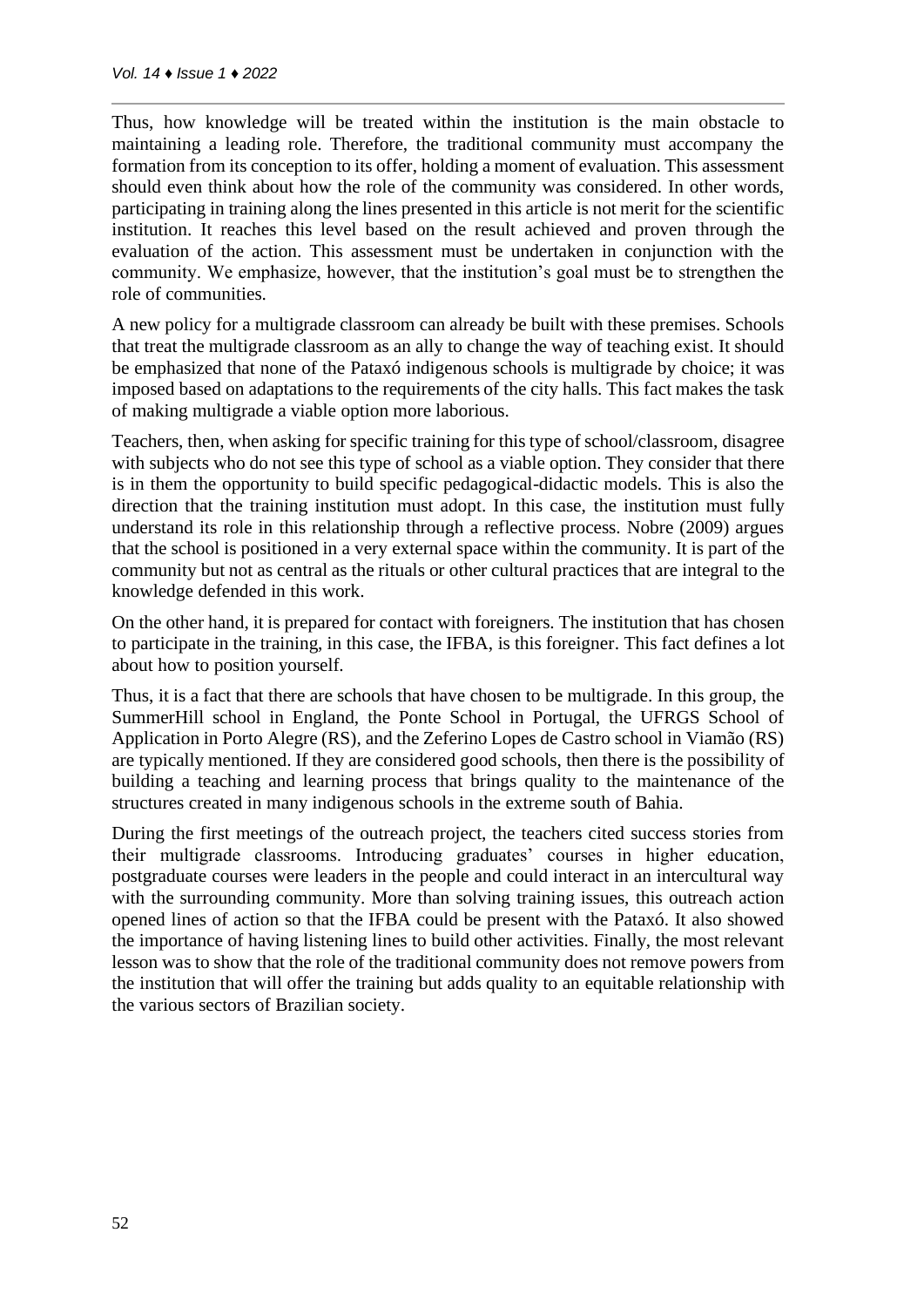Thus, how knowledge will be treated within the institution is the main obstacle to maintaining a leading role. Therefore, the traditional community must accompany the formation from its conception to its offer, holding a moment of evaluation. This assessment should even think about how the role of the community was considered. In other words, participating in training along the lines presented in this article is not merit for the scientific institution. It reaches this level based on the result achieved and proven through the evaluation of the action. This assessment must be undertaken in conjunction with the community. We emphasize, however, that the institution's goal must be to strengthen the role of communities.

A new policy for a multigrade classroom can already be built with these premises. Schools that treat the multigrade classroom as an ally to change the way of teaching exist. It should be emphasized that none of the Pataxó indigenous schools is multigrade by choice; it was imposed based on adaptations to the requirements of the city halls. This fact makes the task of making multigrade a viable option more laborious.

Teachers, then, when asking for specific training for this type of school/classroom, disagree with subjects who do not see this type of school as a viable option. They consider that there is in them the opportunity to build specific pedagogical-didactic models. This is also the direction that the training institution must adopt. In this case, the institution must fully understand its role in this relationship through a reflective process. Nobre (2009) argues that the school is positioned in a very external space within the community. It is part of the community but not as central as the rituals or other cultural practices that are integral to the knowledge defended in this work.

On the other hand, it is prepared for contact with foreigners. The institution that has chosen to participate in the training, in this case, the IFBA, is this foreigner. This fact defines a lot about how to position yourself.

Thus, it is a fact that there are schools that have chosen to be multigrade. In this group, the SummerHill school in England, the Ponte School in Portugal, the UFRGS School of Application in Porto Alegre (RS), and the Zeferino Lopes de Castro school in Viamão (RS) are typically mentioned. If they are considered good schools, then there is the possibility of building a teaching and learning process that brings quality to the maintenance of the structures created in many indigenous schools in the extreme south of Bahia.

During the first meetings of the outreach project, the teachers cited success stories from their multigrade classrooms. Introducing graduates' courses in higher education, postgraduate courses were leaders in the people and could interact in an intercultural way with the surrounding community. More than solving training issues, this outreach action opened lines of action so that the IFBA could be present with the Pataxó. It also showed the importance of having listening lines to build other activities. Finally, the most relevant lesson was to show that the role of the traditional community does not remove powers from the institution that will offer the training but adds quality to an equitable relationship with the various sectors of Brazilian society.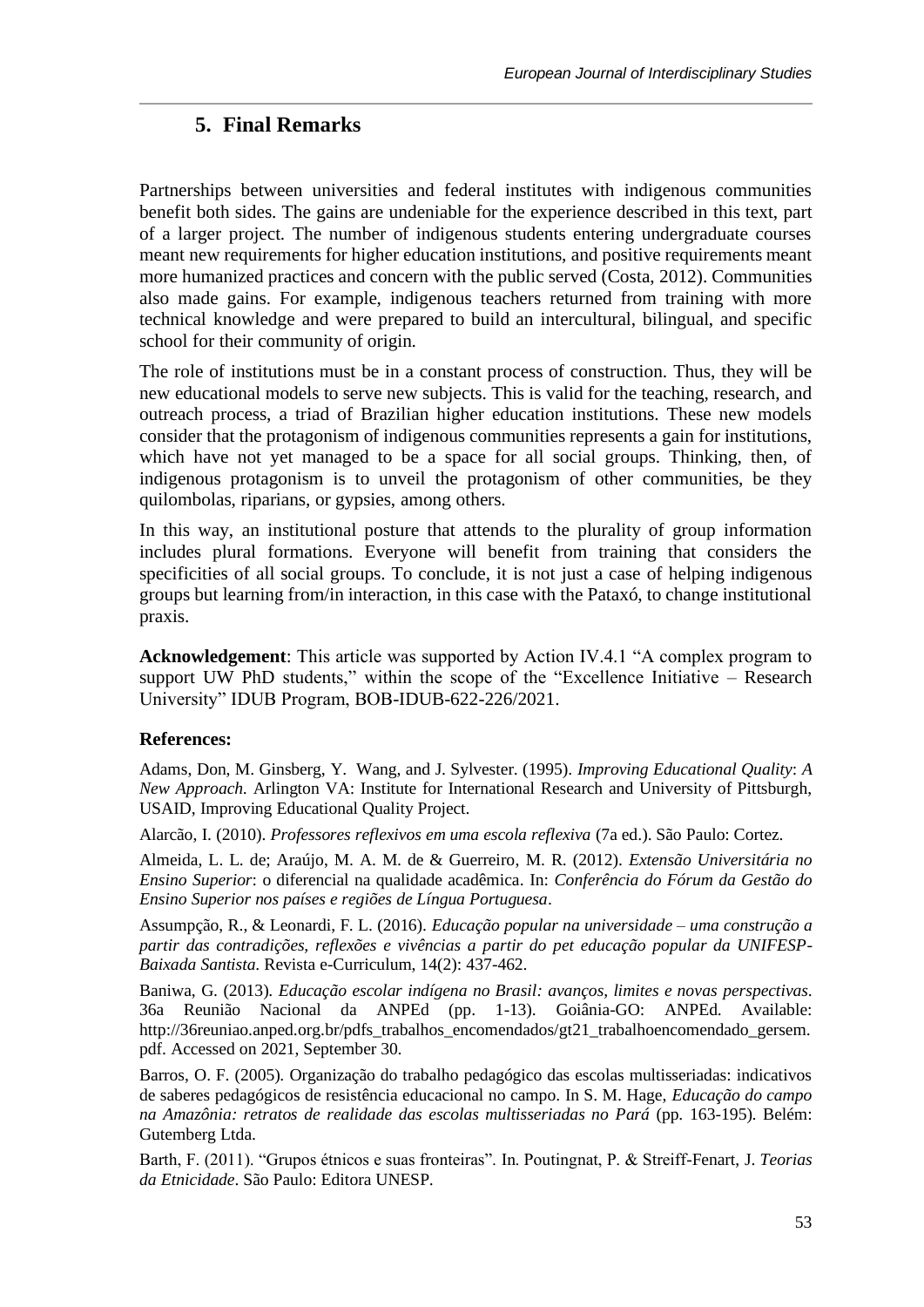## 5. Final Remarks

Partnerships between universities and federal institutes with indigenous communities benefit both sides. The gains are undeniable for the experience described in this text, part of a larger project. The number of indigenous students entering undergraduate courses meant new requirements for higher education institutions, and positive requirements meant more humanized practices and concern with the public served (Costa, 2012). Communities also made gains. For example, indigenous teachers returned from training with more technical knowledge and were prepared to build an intercultural, bilingual, and specific school for their community of origin.

The role of institutions must be in a constant process of construction. Thus, they will be new educational models to serve new subjects. This is valid for the teaching, research, and outreach process, a triad of Brazilian higher education institutions. These new models consider that the protagonism of indigenous communities represents a gain for institutions, which have not yet managed to be a space for all social groups. Thinking, then, of indigenous protagonism is to unveil the protagonism of other communities, be they quilombolas, riparians, or gypsies, among others.

In this way, an institutional posture that attends to the plurality of group information includes plural formations. Everyone will benefit from training that considers the specificities of all social groups. To conclude, it is not just a case of helping indigenous groups but learning from/in interaction, in this case with the Pataxó, to change institutional praxis.

**Acknowledgement**: This article was supported by Action IV.4.1 "A complex program to support UW PhD students," within the scope of the "Excellence Initiative – Research University" IDUB Program, BOB-IDUB-622-226/2021.

**References:**

Adams, Don, M. Ginsberg, Y. Wang, and J. Sylvester. (1995). *Improving Educational Quality*: *A New Approach.* Arlington VA: Institute for International Research and University of Pittsburgh, USAID, Improving Educational Quality Project.

Alarcão, I. (2010). *Professores reflexivos em uma escola reflexiva* (7a ed.). São Paulo: Cortez.

Almeida, L. L. de; Araújo, M. A. M. de & Guerreiro, M. R. (2012). *Extensão Universitária no Ensino Superior*: o diferencial na qualidade acadêmica. In: *Conferência do Fórum da Gestão do Ensino Superior nos países e regiões de Língua Portuguesa*.

Assumpção, R., & Leonardi, F. L. (2016). *Educação popular na universidade – uma construção a partir das contradições, reflexões e vivências a partir do pet educação popular da UNIFESP-Baixada Santista*. Revista e-Curriculum, 14(2): 437-462.

Baniwa, G. (2013). *Educação escolar indígena no Brasil: avanços, limites e novas perspectivas*. 36a Reunião Nacional da ANPEd (pp. 1-13). Goiânia-GO: ANPEd. Available: http://36reuniao.anped.org.br/pdfs_trabalhos_encomendados/gt21_trabalhoencomendado_gersem.pdf. Accessed on 2021, September 30.

Barros, O. F. (2005). Organização do trabalho pedagógico das escolas multisseriadas: indicativos de saberes pedagógicos de resistência educacional no campo. In S. M. Hage, *Educação do campo na Amazônia: retratos de realidade das escolas multisseriadas no Pará* (pp. 163-195). Belém: Gutemberg Ltda.

Barth, F. (2011). "Grupos étnicos e suas fronteiras". In. Poutingnat, P. & Streiff-Fenart, J. *Teorias da Etnicidade*. São Paulo: Editora UNESP.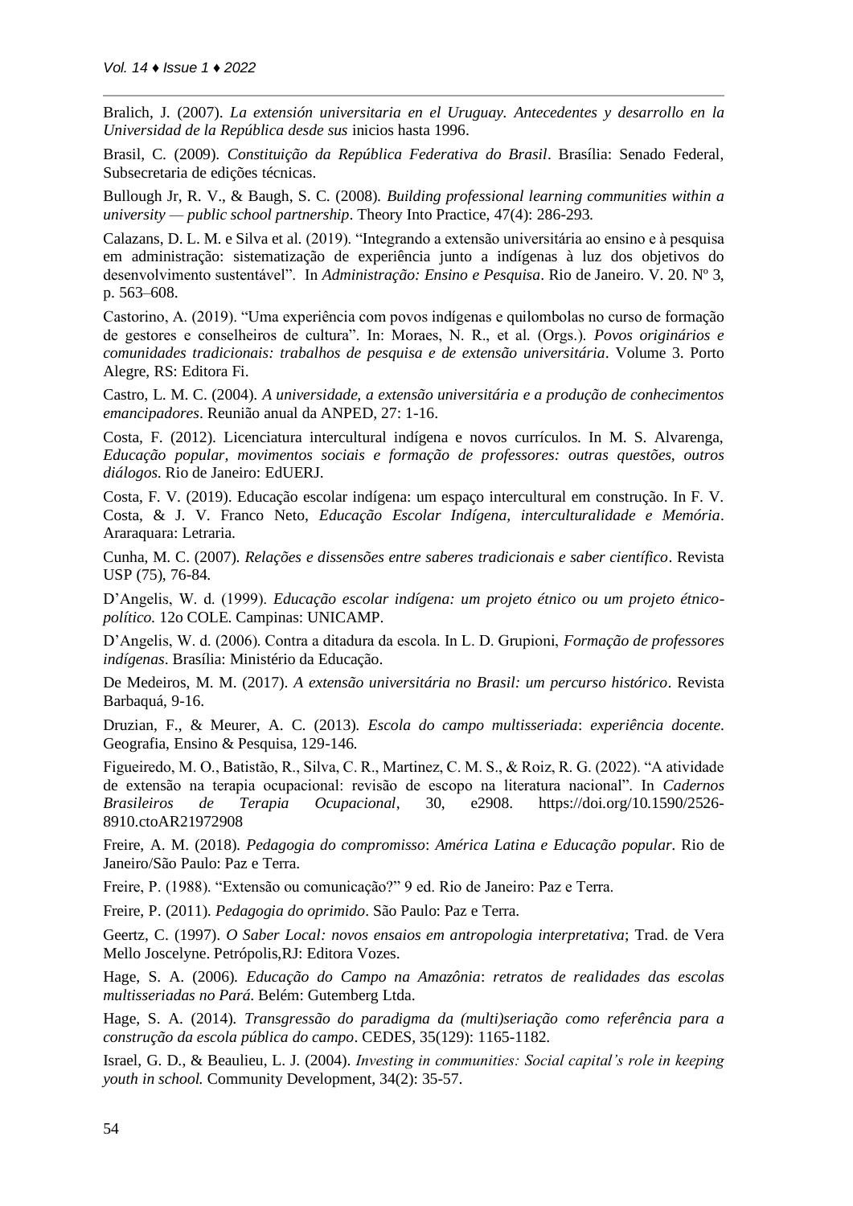Bralich, J. (2007). *La extensión universitaria en el Uruguay. Antecedentes y desarrollo en la Universidad de la República desde sus* inicios hasta 1996.

Brasil, C. (2009). *Constituição da República Federativa do Brasil*. Brasília: Senado Federal, Subsecretaria de edições técnicas.

Bullough Jr, R. V., & Baugh, S. C. (2008). *Building professional learning communities within a university — public school partnership*. Theory Into Practice, 47(4): 286-293.

Calazans, D. L. M. e Silva et al. (2019). "Integrando a extensão universitária ao ensino e à pesquisa em administração: sistematização de experiência junto a indígenas à luz dos objetivos do desenvolvimento sustentável". In *Administração: Ensino e Pesquisa*. Rio de Janeiro. V. 20. Nº 3, p. 563–608.

Castorino, A. (2019). "Uma experiência com povos indígenas e quilombolas no curso de formação de gestores e conselheiros de cultura". In: Moraes, N. R., et al. (Orgs.). *Povos originários e comunidades tradicionais: trabalhos de pesquisa e de extensão universitária*. Volume 3. Porto Alegre, RS: Editora Fi.

Castro, L. M. C. (2004). *A universidade, a extensão universitária e a produção de conhecimentos emancipadores*. Reunião anual da ANPED, 27: 1-16.

Costa, F. (2012). Licenciatura intercultural indígena e novos currículos. In M. S. Alvarenga, *Educação popular, movimentos sociais e formação de professores: outras questões, outros diálogos*. Rio de Janeiro: EdUERJ.

Costa, F. V. (2019). Educação escolar indígena: um espaço intercultural em construção. In F. V. Costa, & J. V. Franco Neto, *Educação Escolar Indígena, interculturalidade e Memória*. Araraquara: Letraria.

Cunha, M. C. (2007). *Relações e dissensões entre saberes tradicionais e saber científico*. Revista USP (75), 76-84.

D'Angelis, W. d. (1999). *Educação escolar indígena: um projeto étnico ou um projeto étnico-político*. 12o COLE. Campinas: UNICAMP.

D'Angelis, W. d. (2006). Contra a ditadura da escola. In L. D. Grupioni, *Formação de professores indígenas*. Brasília: Ministério da Educação.

De Medeiros, M. M. (2017). *A extensão universitária no Brasil: um percurso histórico*. Revista Barbaquá, 9-16.

Druzian, F., & Meurer, A. C. (2013). *Escola do campo multisseriada*: *experiência docente*. Geografia, Ensino & Pesquisa, 129-146.

Figueiredo, M. O., Batistão, R., Silva, C. R., Martinez, C. M. S., & Roiz, R. G. (2022). "A atividade de extensão na terapia ocupacional: revisão de escopo na literatura nacional". In *Cadernos Brasileiros de Terapia Ocupacional*, 30, e2908. https://doi.org/10.1590/2526-8910.ctoAR21972908

Freire, A. M. (2018). *Pedagogia do compromisso*: *América Latina e Educação popular*. Rio de Janeiro/São Paulo: Paz e Terra.

Freire, P. (1988). "Extensão ou comunicação?" 9 ed. Rio de Janeiro: Paz e Terra.

Freire, P. (2011). *Pedagogia do oprimido*. São Paulo: Paz e Terra.

Geertz, C. (1997). *O Saber Local: novos ensaios em antropologia interpretativa*; Trad. de Vera Mello Joscelyne. Petrópolis,RJ: Editora Vozes.

Hage, S. A. (2006). *Educação do Campo na Amazônia*: *retratos de realidades das escolas multisseriadas no Pará*. Belém: Gutemberg Ltda.

Hage, S. A. (2014). *Transgressão do paradigma da (multi)seriação como referência para a construção da escola pública do campo*. CEDES, 35(129): 1165-1182.

Israel, G. D., & Beaulieu, L. J. (2004). *Investing in communities: Social capital's role in keeping youth in school.* Community Development, 34(2): 35-57.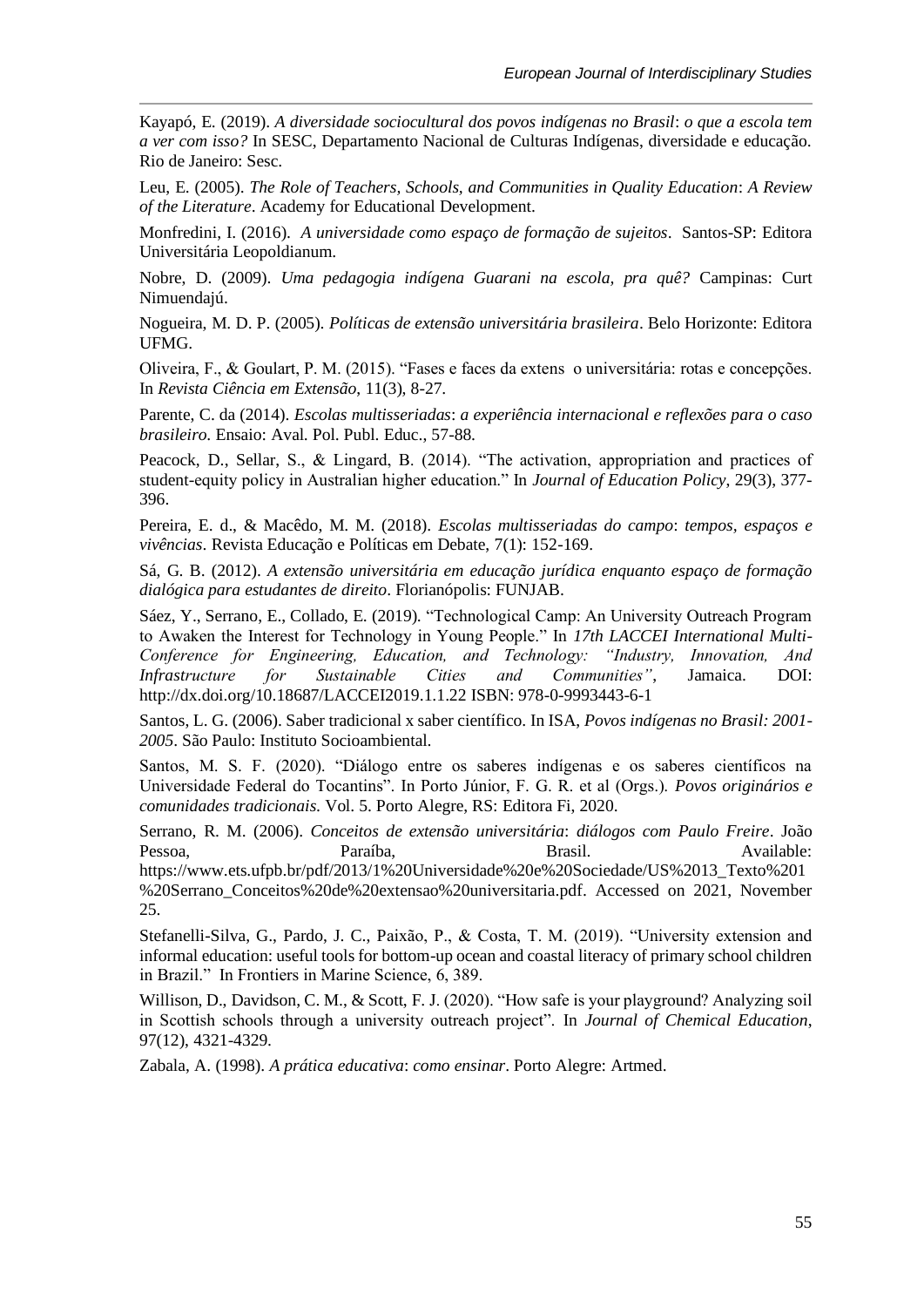Kayapó, E. (2019). *A diversidade sociocultural dos povos indígenas no Brasil*: *o que a escola tem a ver com isso?* In SESC, Departamento Nacional de Culturas Indígenas, diversidade e educação. Rio de Janeiro: Sesc.

Leu, E. (2005). *The Role of Teachers, Schools, and Communities in Quality Education*: *A Review of the Literature*. Academy for Educational Development.

Monfredini, I. (2016). *A universidade como espaço de formação de sujeitos*. Santos-SP: Editora Universitária Leopoldianum.

Nobre, D. (2009). *Uma pedagogia indígena Guarani na escola, pra quê?* Campinas: Curt Nimuendajú.

Nogueira, M. D. P. (2005). *Políticas de extensão universitária brasileira*. Belo Horizonte: Editora UFMG.

Oliveira, F., & Goulart, P. M. (2015). "Fases e faces da extens o universitária: rotas e concepções. In *Revista Ciência em Extensão*, 11(3), 8-27.

Parente, C. da (2014). *Escolas multisseriadas*: *a experiência internacional e reflexões para o caso brasileiro.* Ensaio: Aval. Pol. Publ. Educ., 57-88.

Peacock, D., Sellar, S., & Lingard, B. (2014). "The activation, appropriation and practices of student-equity policy in Australian higher education." In *Journal of Education Policy*, 29(3), 377-396.

Pereira, E. d., & Macêdo, M. M. (2018). *Escolas multisseriadas do campo*: *tempos, espaços e vivências*. Revista Educação e Políticas em Debate, 7(1): 152-169.

Sá, G. B. (2012). *A extensão universitária em educação jurídica enquanto espaço de formação dialógica para estudantes de direito*. Florianópolis: FUNJAB.

Sáez, Y., Serrano, E., Collado, E. (2019). "Technological Camp: An University Outreach Program to Awaken the Interest for Technology in Young People." In *17th LACCEI International Multi-Conference for Engineering, Education, and Technology: "Industry, Innovation, And Infrastructure for Sustainable Cities and Communities"*, Jamaica. DOI: http://dx.doi.org/10.18687/LACCEI2019.1.1.22 ISBN: 978-0-9993443-6-1

Santos, L. G. (2006). Saber tradicional x saber científico. In ISA, *Povos indígenas no Brasil: 2001-2005*. São Paulo: Instituto Socioambiental.

Santos, M. S. F. (2020). "Diálogo entre os saberes indígenas e os saberes científicos na Universidade Federal do Tocantins". In Porto Júnior, F. G. R. et al (Orgs.). *Povos originários e comunidades tradicionais*. Vol. 5. Porto Alegre, RS: Editora Fi, 2020.

Serrano, R. M. (2006). *Conceitos de extensão universitária*: *diálogos com Paulo Freire*. João Pessoa, Paraíba, Brasil. Available: https://www.ets.ufpb.br/pdf/2013/1%20Universidade%20e%20Sociedade/US%2013_Texto%201%20Serrano_Conceitos%20de%20extensao%20universitaria.pdf. Accessed on 2021, November 25.

Stefanelli-Silva, G., Pardo, J. C., Paixão, P., & Costa, T. M. (2019). "University extension and informal education: useful tools for bottom-up ocean and coastal literacy of primary school children in Brazil." In Frontiers in Marine Science, 6, 389.

Willison, D., Davidson, C. M., & Scott, F. J. (2020). "How safe is your playground? Analyzing soil in Scottish schools through a university outreach project". In *Journal of Chemical Education*, 97(12), 4321-4329.

Zabala, A. (1998). *A prática educativa*: *como ensinar*. Porto Alegre: Artmed.